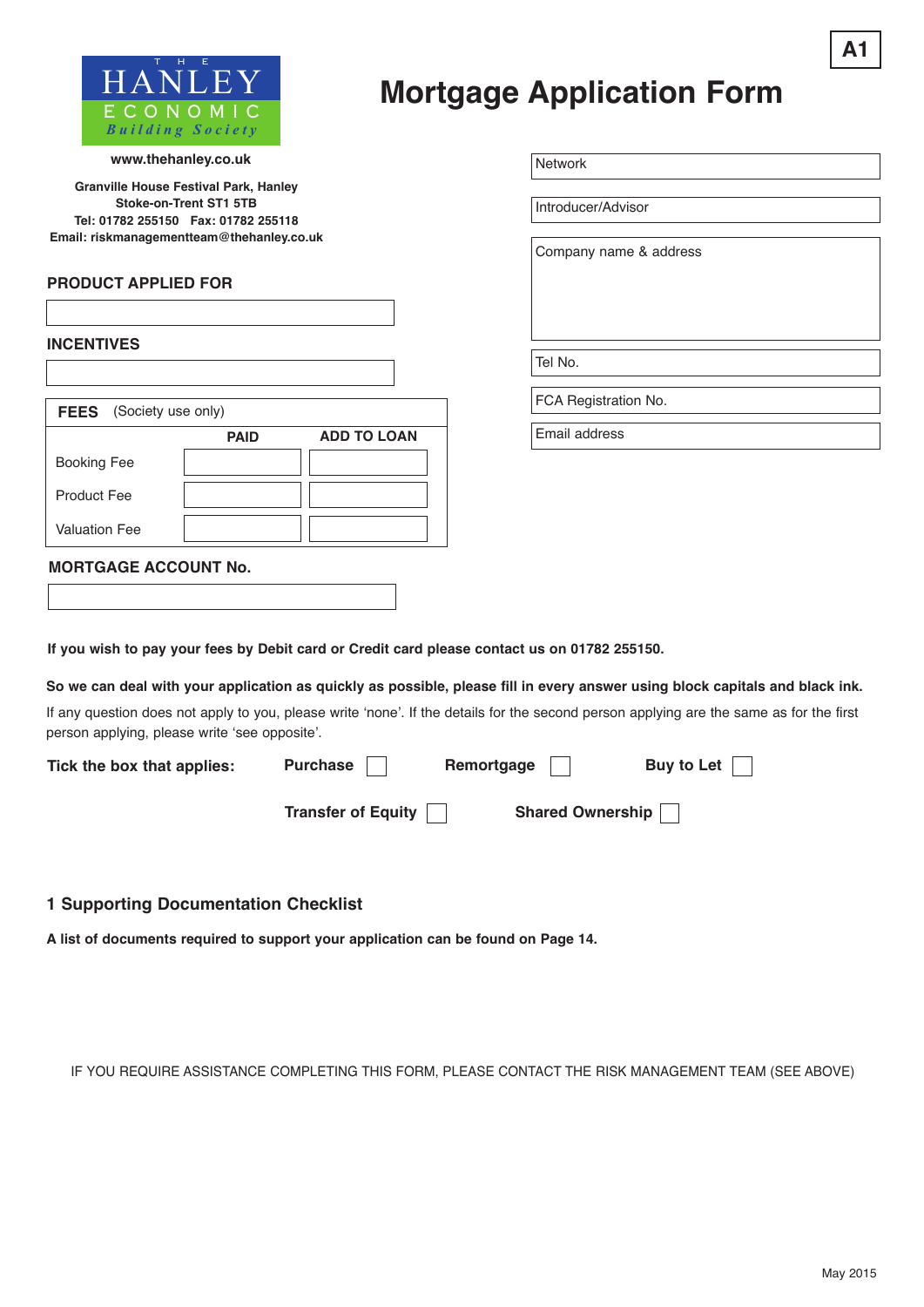A1

THE HANLEY ECONOMIC Building Society

# Mortgage Application Form

www.thehanley.co.uk

Granville House Festival Park, Hanley
Stoke-on-Trent ST1 5TB
Tel: 01782 255150 Fax: 01782 255118
Email: riskmanagementteam@thehanley.co.uk

Network

Introducer/Advisor

Company name & address

Tel No.

FCA Registration No.

Email address

**PRODUCT APPLIED FOR**

**INCENTIVES**

**FEES** (Society use only)

| | PAID | ADD TO LOAN |
|---|---|---|
| Booking Fee | | |
| Product Fee | | |
| Valuation Fee | | |

**MORTGAGE ACCOUNT No.**

**If you wish to pay your fees by Debit card or Credit card please contact us on 01782 255150.**

**So we can deal with your application as quickly as possible, please fill in every answer using block capitals and black ink.**

If any question does not apply to you, please write 'none'. If the details for the second person applying are the same as for the first person applying, please write 'see opposite'.

**Tick the box that applies:** **Purchase** ☐ **Remortgage** ☐ **Buy to Let** ☐ **Transfer of Equity** ☐ **Shared Ownership** ☐

## 1 Supporting Documentation Checklist

**A list of documents required to support your application can be found on Page 14.**

IF YOU REQUIRE ASSISTANCE COMPLETING THIS FORM, PLEASE CONTACT THE RISK MANAGEMENT TEAM (SEE ABOVE)

May 2015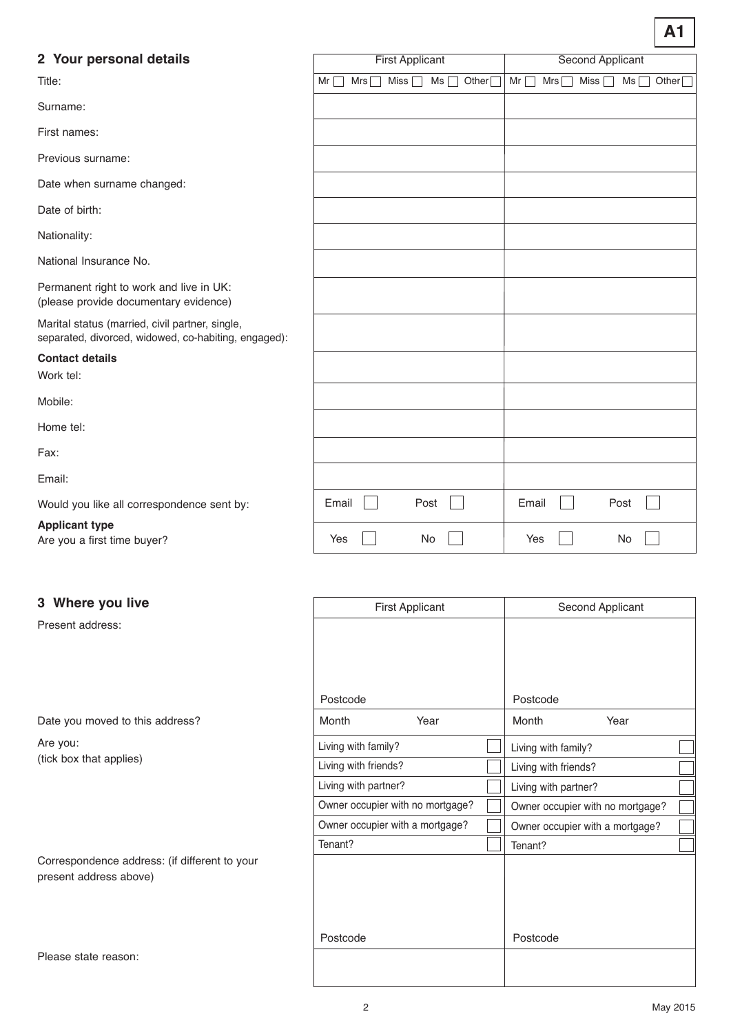A1

## 2 Your personal details

| | First Applicant | Second Applicant |
|---|---|---|
| Title: | Mr ☐ Mrs ☐ Miss ☐ Ms ☐ Other ☐ | Mr ☐ Mrs ☐ Miss ☐ Ms ☐ Other ☐ |
| Surname: | | |
| First names: | | |
| Previous surname: | | |
| Date when surname changed: | | |
| Date of birth: | | |
| Nationality: | | |
| National Insurance No. | | |
| Permanent right to work and live in UK: (please provide documentary evidence) | | |
| Marital status (married, civil partner, single, separated, divorced, widowed, co-habiting, engaged): | | |
| **Contact details** Work tel: | | |
| Mobile: | | |
| Home tel: | | |
| Fax: | | |
| Email: | | |
| Would you like all correspondence sent by: | Email ☐ Post ☐ | Email ☐ Post ☐ |
| **Applicant type** Are you a first time buyer? | Yes ☐ No ☐ | Yes ☐ No ☐ |

## 3 Where you live

| | First Applicant | Second Applicant |
|---|---|---|
| Present address: | Postcode | Postcode |
| Date you moved to this address? | Month Year | Month Year |
| Are you: (tick box that applies) | Living with family? ☐ | Living with family? ☐ |
| | Living with friends? ☐ | Living with friends? ☐ |
| | Living with partner? ☐ | Living with partner? ☐ |
| | Owner occupier with no mortgage? ☐ | Owner occupier with no mortgage? ☐ |
| | Owner occupier with a mortgage? ☐ | Owner occupier with a mortgage? ☐ |
| | Tenant? ☐ | Tenant? ☐ |
| Correspondence address: (if different to your present address above) | Postcode | Postcode |
| Please state reason: | | |

May 2015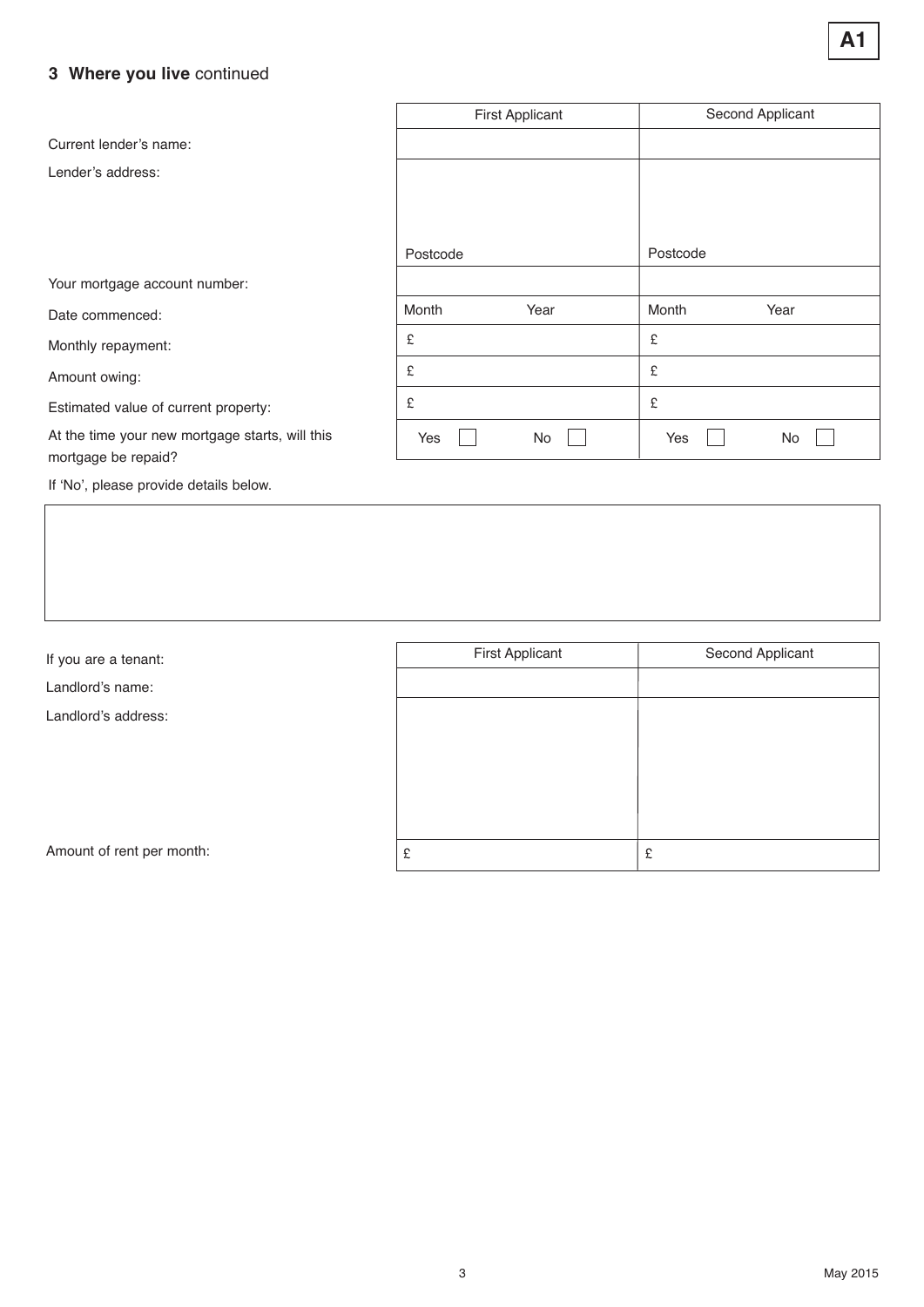A1

## 3 Where you live continued

| | First Applicant | Second Applicant |
|---|---|---|
| Current lender's name: | | |
| Lender's address: | Postcode | Postcode |
| Your mortgage account number: | | |
| Date commenced: | Month Year | Month Year |
| Monthly repayment: | £ | £ |
| Amount owing: | £ | £ |
| Estimated value of current property: | £ | £ |
| At the time your new mortgage starts, will this mortgage be repaid? | Yes ☐ No ☐ | Yes ☐ No ☐ |

If 'No', please provide details below.

| If you are a tenant: | First Applicant | Second Applicant |
|---|---|---|
| Landlord's name: | | |
| Landlord's address: | | |
| Amount of rent per month: | £ | £ |

May 2015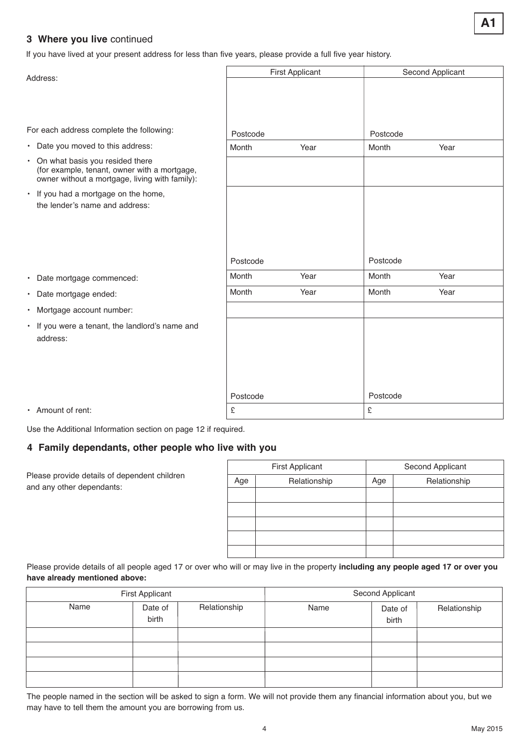A1

## 3 Where you live continued

If you have lived at your present address for less than five years, please provide a full five year history.

| | First Applicant | | Second Applicant | |
|---|---|---|---|---|
| Address: | | | | |
| For each address complete the following: | Postcode | | Postcode | |
| • Date you moved to this address: | Month | Year | Month | Year |
| • On what basis you resided there (for example, tenant, owner with a mortgage, owner without a mortgage, living with family): | | | | |
| • If you had a mortgage on the home, the lender's name and address: | Postcode | | Postcode | |
| • Date mortgage commenced: | Month | Year | Month | Year |
| • Date mortgage ended: | Month | Year | Month | Year |
| • Mortgage account number: | | | | |
| • If you were a tenant, the landlord's name and address: | Postcode | | Postcode | |
| • Amount of rent: | £ | | £ | |

Use the Additional Information section on page 12 if required.

## 4 Family dependants, other people who live with you

Please provide details of dependent children and any other dependants:

| First Applicant | | Second Applicant | |
|---|---|---|---|
| Age | Relationship | Age | Relationship |
| | | | |
| | | | |
| | | | |
| | | | |
| | | | |

Please provide details of all people aged 17 or over who will or may live in the property **including any people aged 17 or over you have already mentioned above:**

| First Applicant | | | Second Applicant | | |
|---|---|---|---|---|---|
| Name | Date of birth | Relationship | Name | Date of birth | Relationship |
| | | | | | |
| | | | | | |
| | | | | | |
| | | | | | |

The people named in the section will be asked to sign a form. We will not provide them any financial information about you, but we may have to tell them the amount you are borrowing from us.

May 2015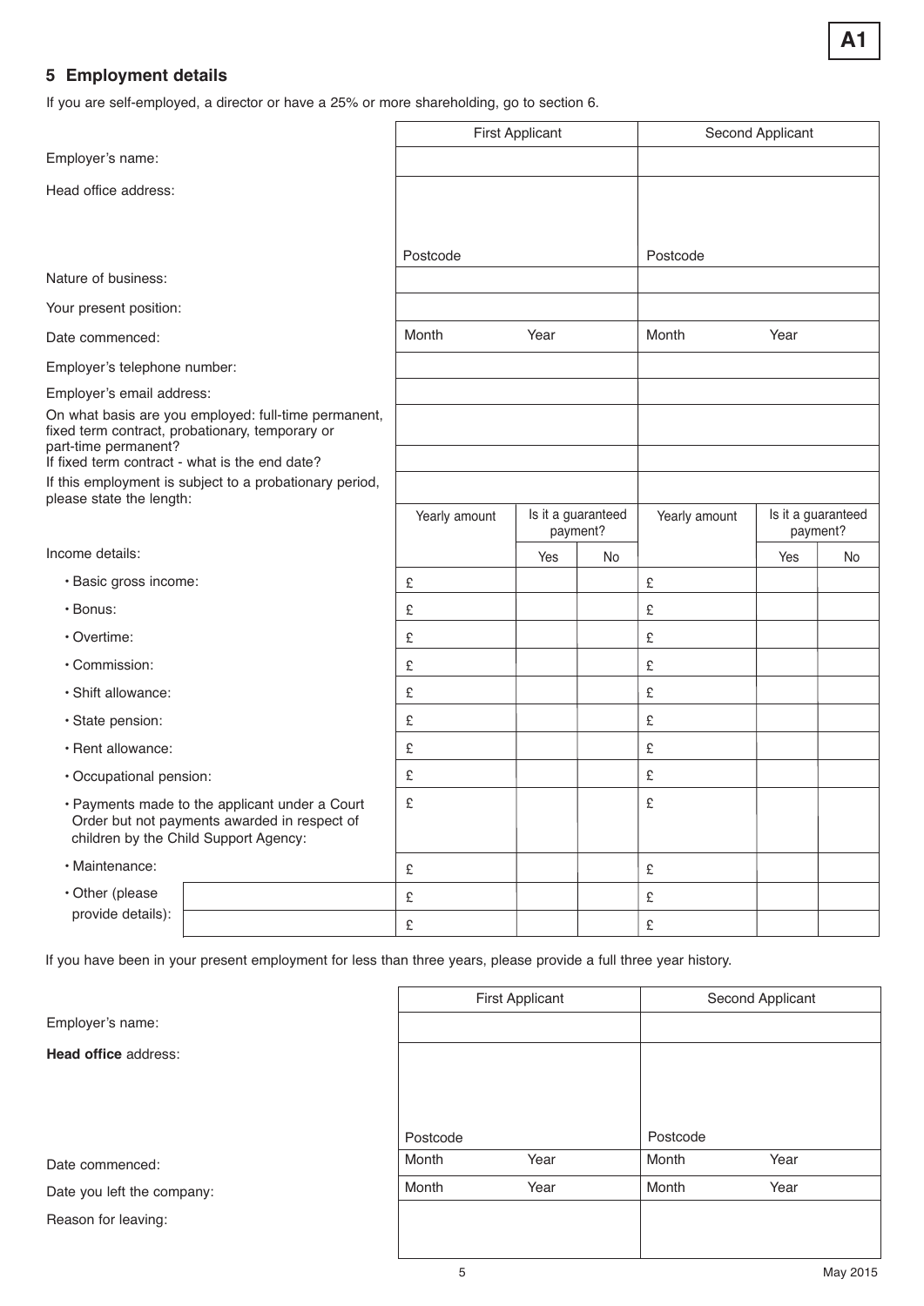## 5 Employment details

If you are self-employed, a director or have a 25% or more shareholding, go to section 6.

| | First Applicant | Second Applicant |
|---|---|---|
| Employer's name: | | |
| Head office address: | Postcode | Postcode |
| Nature of business: | | |
| Your present position: | | |
| Date commenced: | Month Year | Month Year |
| Employer's telephone number: | | |
| Employer's email address: | | |
| On what basis are you employed: full-time permanent, fixed term contract, probationary, temporary or part-time permanent? | | |
| If fixed term contract - what is the end date? | | |
| If this employment is subject to a probationary period, please state the length: | | |

| | First Applicant | | | Second Applicant | | |
|---|---|---|---|---|---|---|
| | Yearly amount | Is it a guaranteed payment? | | Yearly amount | Is it a guaranteed payment? | |
| Income details: | | Yes | No | | Yes | No |
| • Basic gross income: | £ | | | £ | | |
| • Bonus: | £ | | | £ | | |
| • Overtime: | £ | | | £ | | |
| • Commission: | £ | | | £ | | |
| • Shift allowance: | £ | | | £ | | |
| • State pension: | £ | | | £ | | |
| • Rent allowance: | £ | | | £ | | |
| • Occupational pension: | £ | | | £ | | |
| • Payments made to the applicant under a Court Order but not payments awarded in respect of children by the Child Support Agency: | £ | | | £ | | |
| • Maintenance: | £ | | | £ | | |
| • Other (please provide details): | £ | | | £ | | |
| | £ | | | £ | | |

If you have been in your present employment for less than three years, please provide a full three year history.

| | First Applicant | Second Applicant |
|---|---|---|
| Employer's name: | | |
| **Head office** address: | Postcode | Postcode |
| Date commenced: | Month Year | Month Year |
| Date you left the company: | Month Year | Month Year |
| Reason for leaving: | | |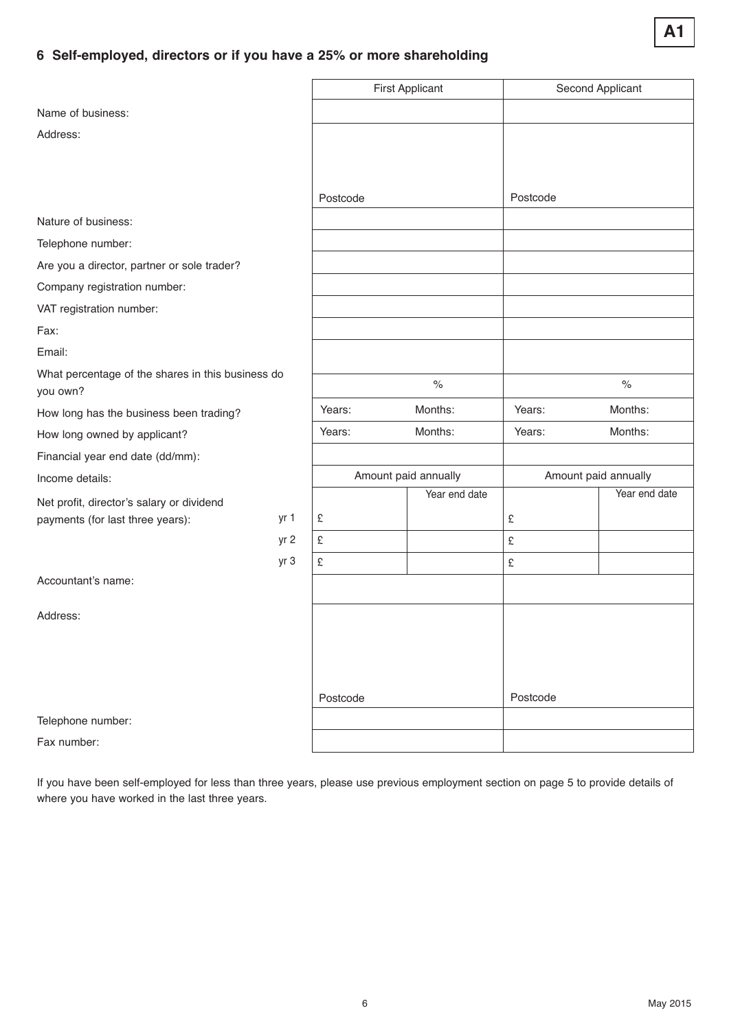## 6 Self-employed, directors or if you have a 25% or more shareholding

| | First Applicant | | Second Applicant | |
|---|---|---|---|---|
| Name of business: | | | | |
| Address: | Postcode | | Postcode | |
| Nature of business: | | | | |
| Telephone number: | | | | |
| Are you a director, partner or sole trader? | | | | |
| Company registration number: | | | | |
| VAT registration number: | | | | |
| Fax: | | | | |
| Email: | | | | |
| What percentage of the shares in this business do you own? | % | | % | |
| How long has the business been trading? | Years: | Months: | Years: | Months: |
| How long owned by applicant? | Years: | Months: | Years: | Months: |
| Financial year end date (dd/mm): | | | | |
| Income details: | Amount paid annually | | Amount paid annually | |
| Net profit, director's salary or dividend payments (for last three years): yr 1 | £ | Year end date | £ | Year end date |
| yr 2 | £ | | £ | |
| yr 3 | £ | | £ | |
| Accountant's name: | | | | |
| Address: | Postcode | | Postcode | |
| Telephone number: | | | | |
| Fax number: | | | | |

If you have been self-employed for less than three years, please use previous employment section on page 5 to provide details of where you have worked in the last three years.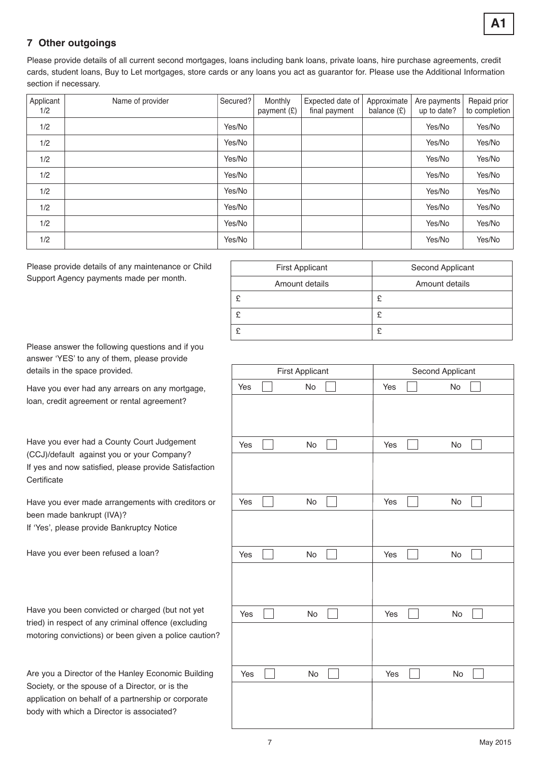A1

## 7 Other outgoings

Please provide details of all current second mortgages, loans including bank loans, private loans, hire purchase agreements, credit cards, student loans, Buy to Let mortgages, store cards or any loans you act as guarantor for. Please use the Additional Information section if necessary.

| Applicant 1/2 | Name of provider | Secured? | Monthly payment (£) | Expected date of final payment | Approximate balance (£) | Are payments up to date? | Repaid prior to completion |
|---|---|---|---|---|---|---|---|
| 1/2 | | Yes/No | | | | Yes/No | Yes/No |
| 1/2 | | Yes/No | | | | Yes/No | Yes/No |
| 1/2 | | Yes/No | | | | Yes/No | Yes/No |
| 1/2 | | Yes/No | | | | Yes/No | Yes/No |
| 1/2 | | Yes/No | | | | Yes/No | Yes/No |
| 1/2 | | Yes/No | | | | Yes/No | Yes/No |
| 1/2 | | Yes/No | | | | Yes/No | Yes/No |
| 1/2 | | Yes/No | | | | Yes/No | Yes/No |

Please provide details of any maintenance or Child Support Agency payments made per month.

| First Applicant | Second Applicant |
|---|---|
| Amount details | Amount details |
| £ | £ |
| £ | £ |
| £ | £ |

Please answer the following questions and if you answer 'YES' to any of them, please provide details in the space provided.

| | First Applicant | Second Applicant |
|---|---|---|
| Have you ever had any arrears on any mortgage, loan, credit agreement or rental agreement? | Yes ☐ No ☐ | Yes ☐ No ☐ |
| Have you ever had a County Court Judgement (CCJ)/default against you or your Company? If yes and now satisfied, please provide Satisfaction Certificate | Yes ☐ No ☐ | Yes ☐ No ☐ |
| Have you ever made arrangements with creditors or been made bankrupt (IVA)? If 'Yes', please provide Bankruptcy Notice | Yes ☐ No ☐ | Yes ☐ No ☐ |
| Have you ever been refused a loan? | Yes ☐ No ☐ | Yes ☐ No ☐ |
| Have you been convicted or charged (but not yet tried) in respect of any criminal offence (excluding motoring convictions) or been given a police caution? | Yes ☐ No ☐ | Yes ☐ No ☐ |
| Are you a Director of the Hanley Economic Building Society, or the spouse of a Director, or is the application on behalf of a partnership or corporate body with which a Director is associated? | Yes ☐ No ☐ | Yes ☐ No ☐ |

May 2015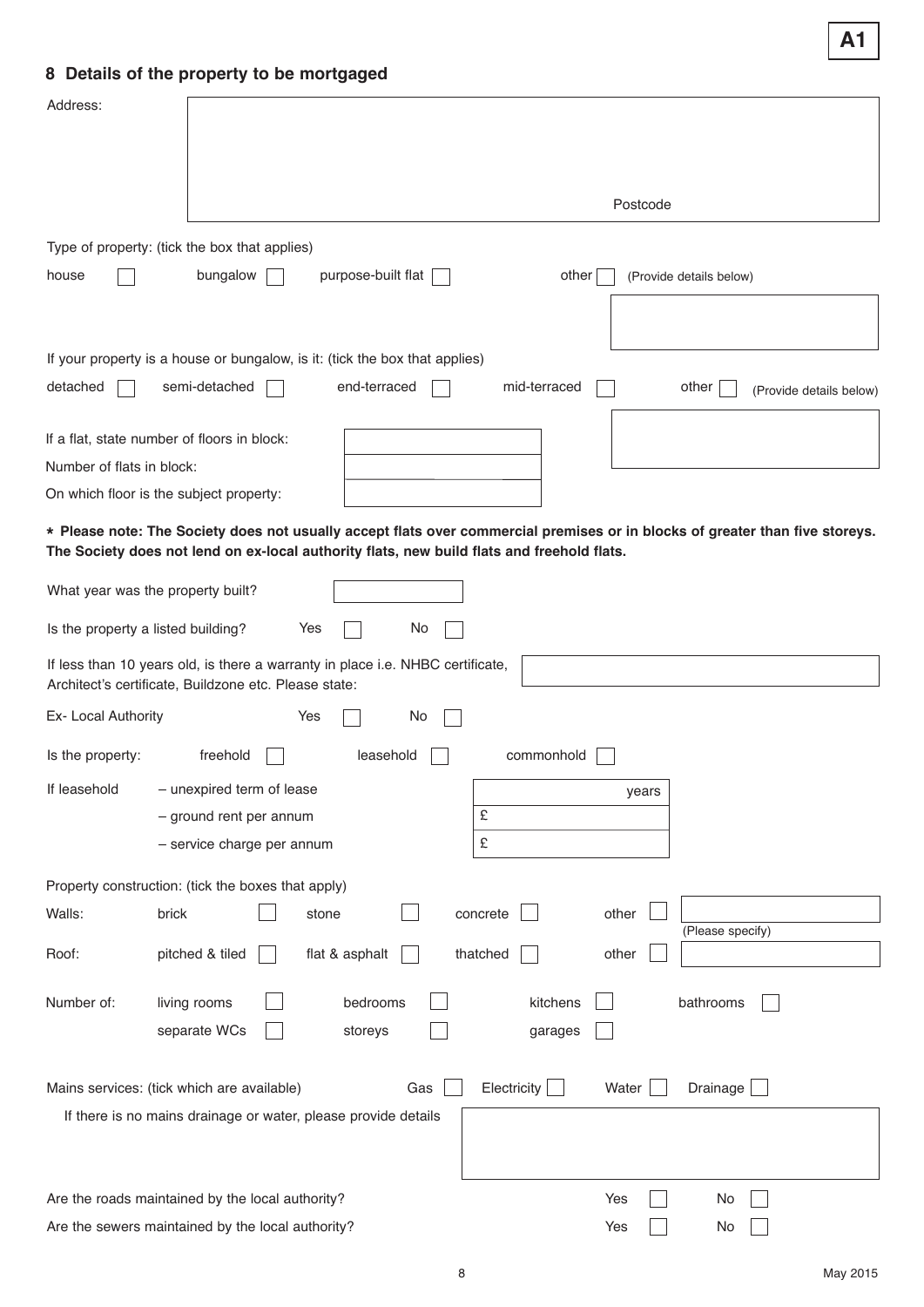A1

## 8 Details of the property to be mortgaged

Address:

Postcode

Type of property: (tick the box that applies)

house ☐ bungalow ☐ purpose-built flat ☐ other ☐ (Provide details below)

If your property is a house or bungalow, is it: (tick the box that applies)

detached ☐ semi-detached ☐ end-terraced ☐ mid-terraced ☐ other ☐ (Provide details below)

If a flat, state number of floors in block:

Number of flats in block:

On which floor is the subject property:

**\* Please note: The Society does not usually accept flats over commercial premises or in blocks of greater than five storeys. The Society does not lend on ex-local authority flats, new build flats and freehold flats.**

What year was the property built?

Is the property a listed building? Yes ☐ No ☐

If less than 10 years old, is there a warranty in place i.e. NHBC certificate, Architect's certificate, Buildzone etc. Please state:

Ex- Local Authority Yes ☐ No ☐

Is the property: freehold ☐ leasehold ☐ commonhold ☐

If leasehold
- unexpired term of lease: years
- ground rent per annum: £
- service charge per annum: £

Property construction: (tick the boxes that apply)

Walls: brick ☐ stone ☐ concrete ☐ other ☐ (Please specify)

Roof: pitched & tiled ☐ flat & asphalt ☐ thatched ☐ other ☐

Number of: living rooms ☐ bedrooms ☐ kitchens ☐ bathrooms ☐
separate WCs ☐ storeys ☐ garages ☐

Mains services: (tick which are available) Gas ☐ Electricity ☐ Water ☐ Drainage ☐

If there is no mains drainage or water, please provide details

Are the roads maintained by the local authority? Yes ☐ No ☐

Are the sewers maintained by the local authority? Yes ☐ No ☐

May 2015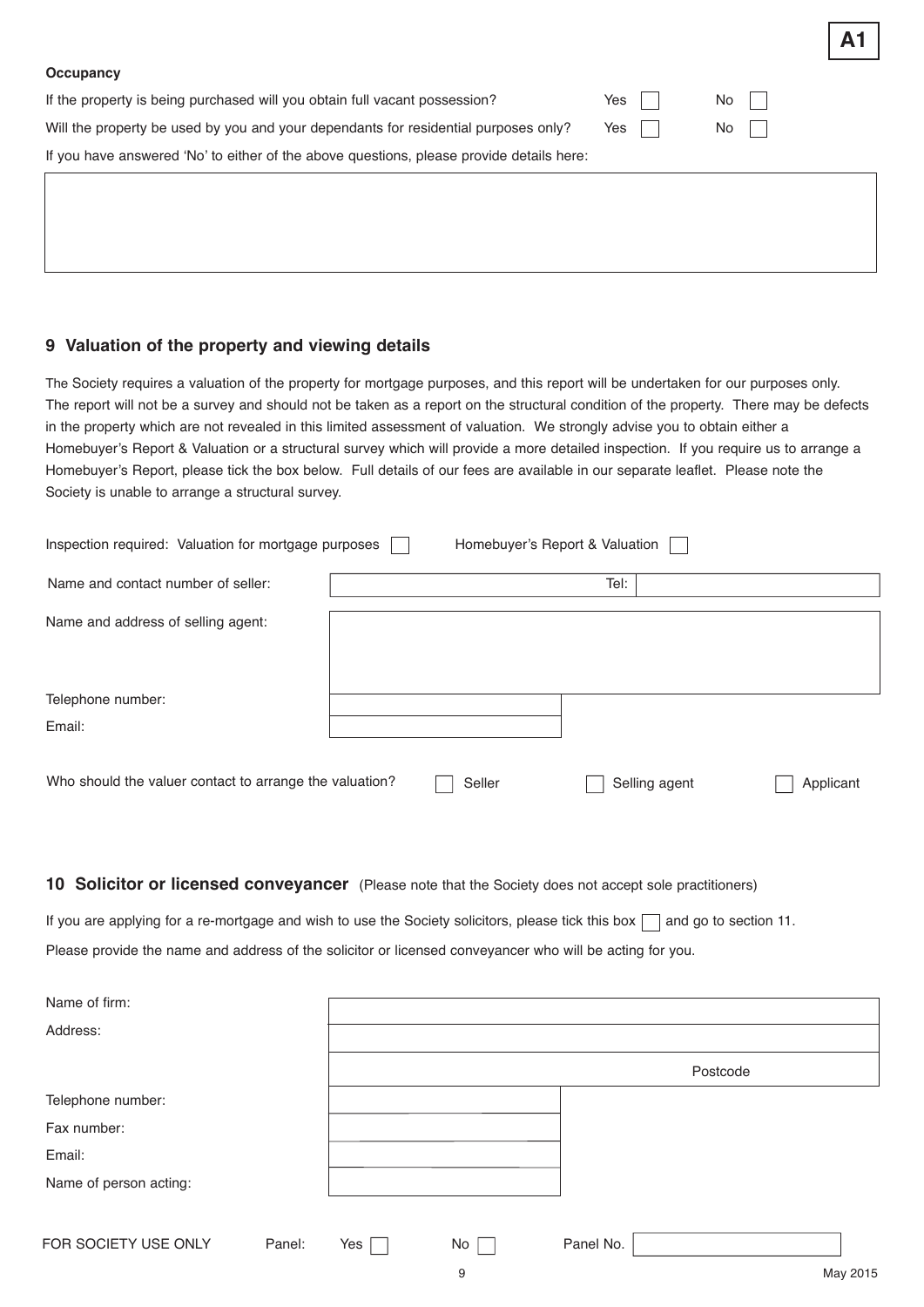**A1**

**Occupancy**

If the property is being purchased will you obtain full vacant possession? Yes ☐ No ☐

Will the property be used by you and your dependants for residential purposes only? Yes ☐ No ☐

If you have answered 'No' to either of the above questions, please provide details here:

## 9 Valuation of the property and viewing details

The Society requires a valuation of the property for mortgage purposes, and this report will be undertaken for our purposes only. The report will not be a survey and should not be taken as a report on the structural condition of the property. There may be defects in the property which are not revealed in this limited assessment of valuation. We strongly advise you to obtain either a Homebuyer's Report & Valuation or a structural survey which will provide a more detailed inspection. If you require us to arrange a Homebuyer's Report, please tick the box below. Full details of our fees are available in our separate leaflet. Please note the Society is unable to arrange a structural survey.

Inspection required: Valuation for mortgage purposes ☐ Homebuyer's Report & Valuation ☐

Name and contact number of seller: Tel:

Name and address of selling agent:

Telephone number:

Email:

Who should the valuer contact to arrange the valuation? ☐ Seller ☐ Selling agent ☐ Applicant

## 10 Solicitor or licensed conveyancer (Please note that the Society does not accept sole practitioners)

If you are applying for a re-mortgage and wish to use the Society solicitors, please tick this box ☐ and go to section 11.

Please provide the name and address of the solicitor or licensed conveyancer who will be acting for you.

Name of firm:

Address:

Postcode

Telephone number:

Fax number:

Email:

Name of person acting:

FOR SOCIETY USE ONLY Panel: Yes ☐ No ☐ Panel No.

May 2015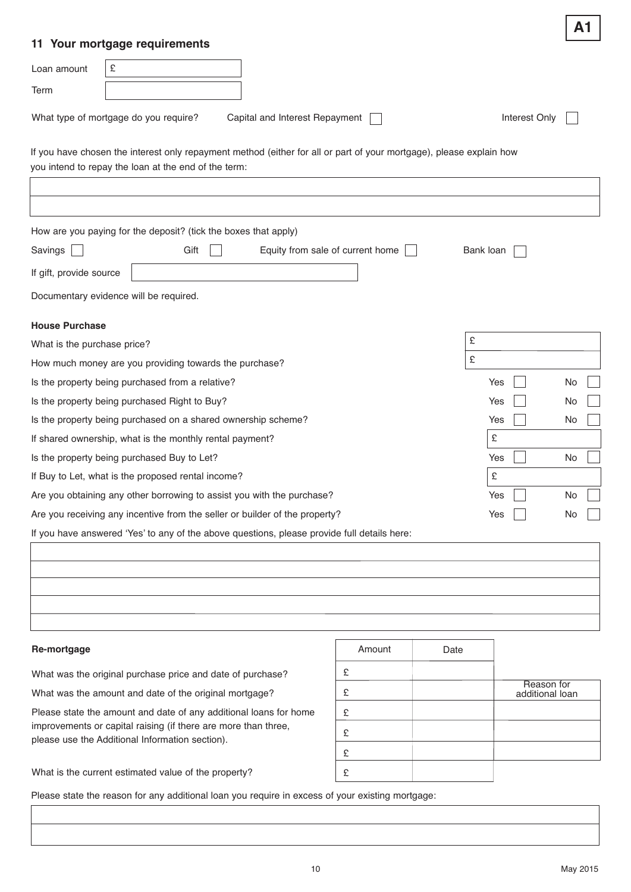A1

## 11 Your mortgage requirements

| | |
|---|---|
| Loan amount | £ |
| Term | |

What type of mortgage do you require? Capital and Interest Repayment ☐ Interest Only ☐

If you have chosen the interest only repayment method (either for all or part of your mortgage), please explain how you intend to repay the loan at the end of the term:

How are you paying for the deposit? (tick the boxes that apply)

Savings ☐ Gift ☐ Equity from sale of current home ☐ Bank loan ☐

If gift, provide source

Documentary evidence will be required.

**House Purchase**

| | | |
|---|---|---|
| What is the purchase price? | £ | |
| How much money are you providing towards the purchase? | £ | |
| Is the property being purchased from a relative? | Yes ☐ | No ☐ |
| Is the property being purchased Right to Buy? | Yes ☐ | No ☐ |
| Is the property being purchased on a shared ownership scheme? | Yes ☐ | No ☐ |
| If shared ownership, what is the monthly rental payment? | £ | |
| Is the property being purchased Buy to Let? | Yes ☐ | No ☐ |
| If Buy to Let, what is the proposed rental income? | £ | |
| Are you obtaining any other borrowing to assist you with the purchase? | Yes ☐ | No ☐ |
| Are you receiving any incentive from the seller or builder of the property? | Yes ☐ | No ☐ |

If you have answered 'Yes' to any of the above questions, please provide full details here:

**Re-mortgage**

| | Amount | Date | |
|---|---|---|---|
| What was the original purchase price and date of purchase? | £ | | |
| What was the amount and date of the original mortgage? | £ | | Reason for additional loan |
| Please state the amount and date of any additional loans for home improvements or capital raising (if there are more than three, please use the Additional Information section). | £ | | |
| | £ | | |
| | £ | | |
| What is the current estimated value of the property? | £ | | |

Please state the reason for any additional loan you require in excess of your existing mortgage:

May 2015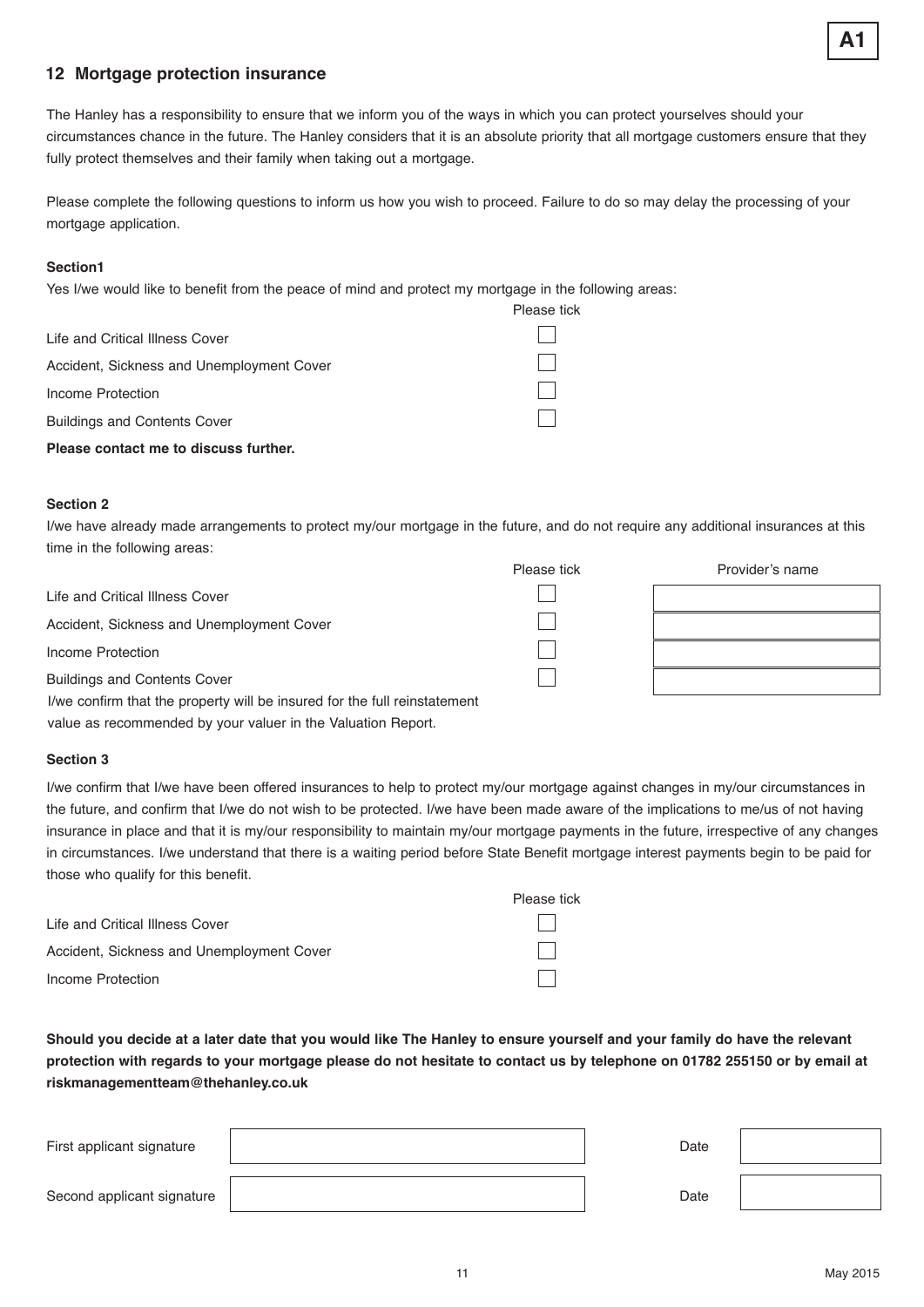**A1**

## 12 Mortgage protection insurance

The Hanley has a responsibility to ensure that we inform you of the ways in which you can protect yourselves should your circumstances chance in the future. The Hanley considers that it is an absolute priority that all mortgage customers ensure that they fully protect themselves and their family when taking out a mortgage.

Please complete the following questions to inform us how you wish to proceed. Failure to do so may delay the processing of your mortgage application.

### Section1

Yes I/we would like to benefit from the peace of mind and protect my mortgage in the following areas:

| | Please tick |
|---|---|
| Life and Critical Illness Cover | ☐ |
| Accident, Sickness and Unemployment Cover | ☐ |
| Income Protection | ☐ |
| Buildings and Contents Cover | ☐ |

**Please contact me to discuss further.**

### Section 2

I/we have already made arrangements to protect my/our mortgage in the future, and do not require any additional insurances at this time in the following areas:

| | Please tick | Provider's name |
|---|---|---|
| Life and Critical Illness Cover | ☐ | |
| Accident, Sickness and Unemployment Cover | ☐ | |
| Income Protection | ☐ | |
| Buildings and Contents Cover | ☐ | |

I/we confirm that the property will be insured for the full reinstatement value as recommended by your valuer in the Valuation Report.

### Section 3

I/we confirm that I/we have been offered insurances to help to protect my/our mortgage against changes in my/our circumstances in the future, and confirm that I/we do not wish to be protected. I/we have been made aware of the implications to me/us of not having insurance in place and that it is my/our responsibility to maintain my/our mortgage payments in the future, irrespective of any changes in circumstances. I/we understand that there is a waiting period before State Benefit mortgage interest payments begin to be paid for those who qualify for this benefit.

| | Please tick |
|---|---|
| Life and Critical Illness Cover | ☐ |
| Accident, Sickness and Unemployment Cover | ☐ |
| Income Protection | ☐ |

**Should you decide at a later date that you would like The Hanley to ensure yourself and your family do have the relevant protection with regards to your mortgage please do not hesitate to contact us by telephone on 01782 255150 or by email at riskmanagementteam@thehanley.co.uk**

| | | | |
|---|---|---|---|
| First applicant signature | | Date | |
| Second applicant signature | | Date | |

May 2015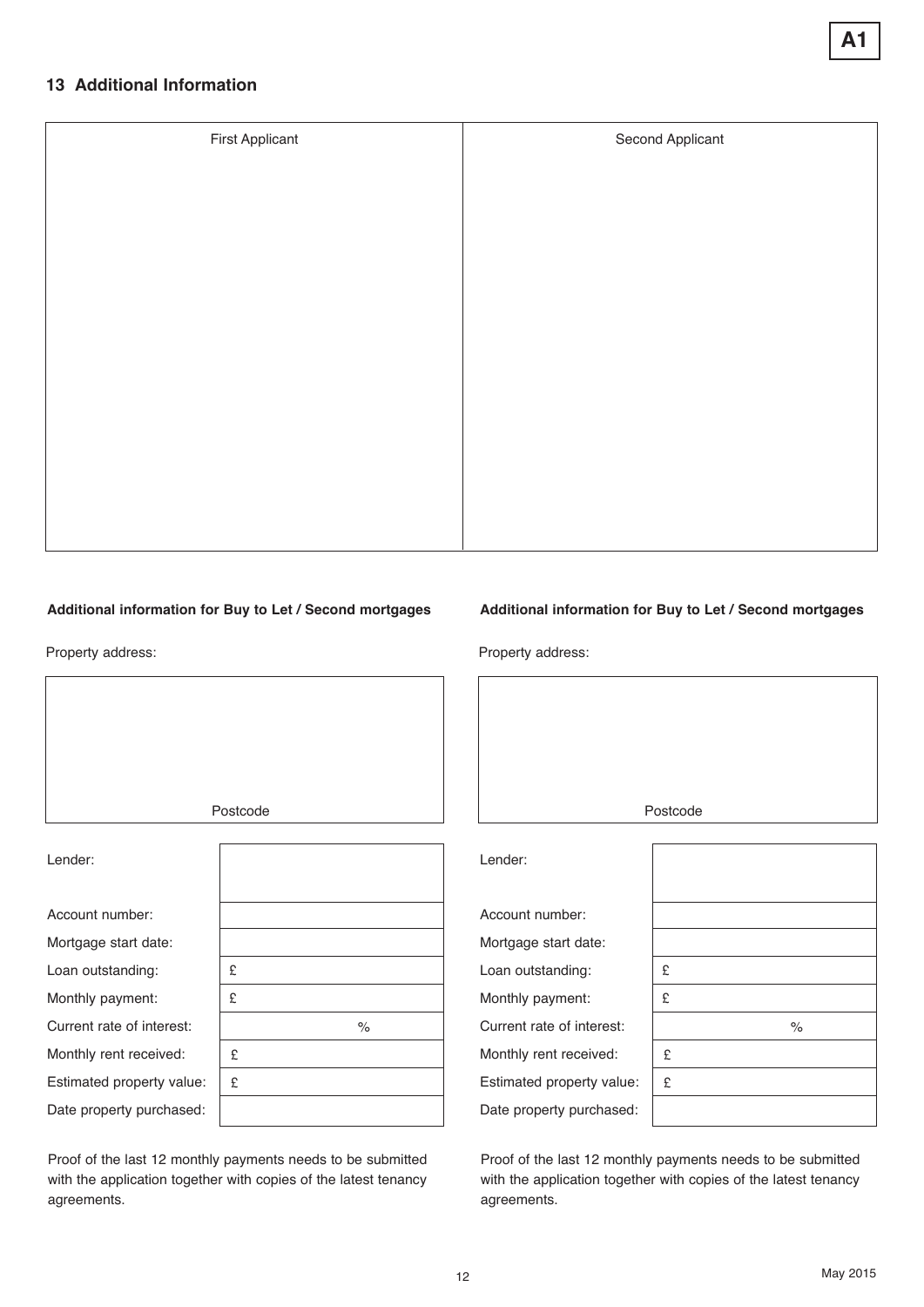## 13 Additional Information

| First Applicant | Second Applicant |
| --- | --- |
| | |

### Additional information for Buy to Let / Second mortgages (First Applicant)

Property address:

| |
| --- |
| |
| Postcode |

| | |
| --- | --- |
| Lender: | |
| Account number: | |
| Mortgage start date: | |
| Loan outstanding: | £ |
| Monthly payment: | £ |
| Current rate of interest: | % |
| Monthly rent received: | £ |
| Estimated property value: | £ |
| Date property purchased: | |

Proof of the last 12 monthly payments needs to be submitted with the application together with copies of the latest tenancy agreements.

### Additional information for Buy to Let / Second mortgages (Second Applicant)

Property address:

| |
| --- |
| |
| Postcode |

| | |
| --- | --- |
| Lender: | |
| Account number: | |
| Mortgage start date: | |
| Loan outstanding: | £ |
| Monthly payment: | £ |
| Current rate of interest: | % |
| Monthly rent received: | £ |
| Estimated property value: | £ |
| Date property purchased: | |

Proof of the last 12 monthly payments needs to be submitted with the application together with copies of the latest tenancy agreements.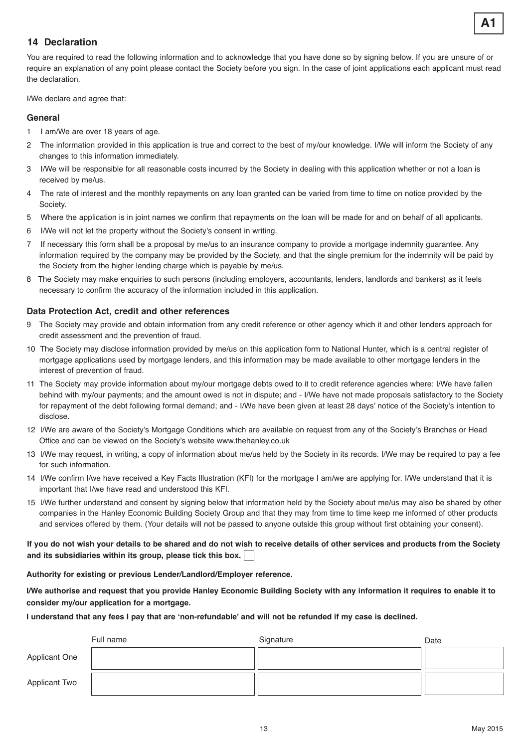A1

## 14 Declaration

You are required to read the following information and to acknowledge that you have done so by signing below. If you are unsure of or require an explanation of any point please contact the Society before you sign. In the case of joint applications each applicant must read the declaration.

I/We declare and agree that:

### General

1. I am/We are over 18 years of age.
2. The information provided in this application is true and correct to the best of my/our knowledge. I/We will inform the Society of any changes to this information immediately.
3. I/We will be responsible for all reasonable costs incurred by the Society in dealing with this application whether or not a loan is received by me/us.
4. The rate of interest and the monthly repayments on any loan granted can be varied from time to time on notice provided by the Society.
5. Where the application is in joint names we confirm that repayments on the loan will be made for and on behalf of all applicants.
6. I/We will not let the property without the Society's consent in writing.
7. If necessary this form shall be a proposal by me/us to an insurance company to provide a mortgage indemnity guarantee. Any information required by the company may be provided by the Society, and that the single premium for the indemnity will be paid by the Society from the higher lending charge which is payable by me/us.
8. The Society may make enquiries to such persons (including employers, accountants, lenders, landlords and bankers) as it feels necessary to confirm the accuracy of the information included in this application.

### Data Protection Act, credit and other references

9. The Society may provide and obtain information from any credit reference or other agency which it and other lenders approach for credit assessment and the prevention of fraud.
10. The Society may disclose information provided by me/us on this application form to National Hunter, which is a central register of mortgage applications used by mortgage lenders, and this information may be made available to other mortgage lenders in the interest of prevention of fraud.
11. The Society may provide information about my/our mortgage debts owed to it to credit reference agencies where: I/We have fallen behind with my/our payments; and the amount owed is not in dispute; and - I/We have not made proposals satisfactory to the Society for repayment of the debt following formal demand; and - I/We have been given at least 28 days' notice of the Society's intention to disclose.
12. I/We are aware of the Society's Mortgage Conditions which are available on request from any of the Society's Branches or Head Office and can be viewed on the Society's website www.thehanley.co.uk
13. I/We may request, in writing, a copy of information about me/us held by the Society in its records. I/We may be required to pay a fee for such information.
14. I/We confirm I/we have received a Key Facts Illustration (KFI) for the mortgage I am/we are applying for. I/We understand that it is important that I/we have read and understood this KFI.
15. I/We further understand and consent by signing below that information held by the Society about me/us may also be shared by other companies in the Hanley Economic Building Society Group and that they may from time to time keep me informed of other products and services offered by them. (Your details will not be passed to anyone outside this group without first obtaining your consent).

**If you do not wish your details to be shared and do not wish to receive details of other services and products from the Society and its subsidiaries within its group, please tick this box.** ☐

**Authority for existing or previous Lender/Landlord/Employer reference.**

**I/We authorise and request that you provide Hanley Economic Building Society with any information it requires to enable it to consider my/our application for a mortgage.**

**I understand that any fees I pay that are 'non-refundable' and will not be refunded if my case is declined.**

| | Full name | Signature | Date |
|---|---|---|---|
| Applicant One | | | |
| Applicant Two | | | |

May 2015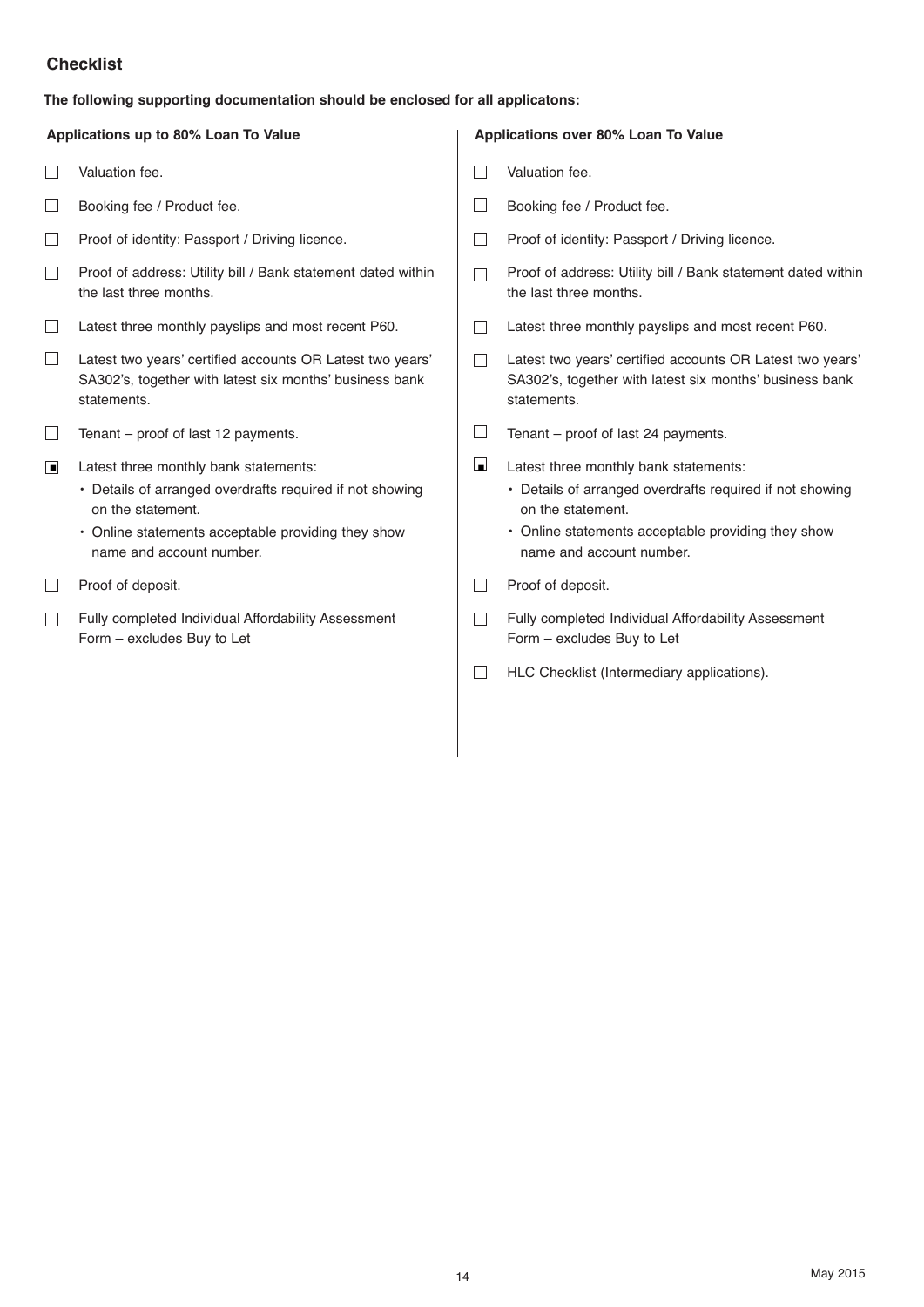## Checklist

**The following supporting documentation should be enclosed for all applicatons:**

### Applications up to 80% Loan To Value

- [ ] Valuation fee.
- [ ] Booking fee / Product fee.
- [ ] Proof of identity: Passport / Driving licence.
- [ ] Proof of address: Utility bill / Bank statement dated within the last three months.
- [ ] Latest three monthly payslips and most recent P60.
- [ ] Latest two years' certified accounts OR Latest two years' SA302's, together with latest six months' business bank statements.
- [ ] Tenant – proof of last 12 payments.
- [x] Latest three monthly bank statements:
  - Details of arranged overdrafts required if not showing on the statement.
  - Online statements acceptable providing they show name and account number.
- [ ] Proof of deposit.
- [ ] Fully completed Individual Affordability Assessment Form – excludes Buy to Let

### Applications over 80% Loan To Value

- [ ] Valuation fee.
- [ ] Booking fee / Product fee.
- [ ] Proof of identity: Passport / Driving licence.
- [ ] Proof of address: Utility bill / Bank statement dated within the last three months.
- [ ] Latest three monthly payslips and most recent P60.
- [ ] Latest two years' certified accounts OR Latest two years' SA302's, together with latest six months' business bank statements.
- [ ] Tenant – proof of last 24 payments.
- [x] Latest three monthly bank statements:
  - Details of arranged overdrafts required if not showing on the statement.
  - Online statements acceptable providing they show name and account number.
- [ ] Proof of deposit.
- [ ] Fully completed Individual Affordability Assessment Form – excludes Buy to Let
- [ ] HLC Checklist (Intermediary applications).

May 2015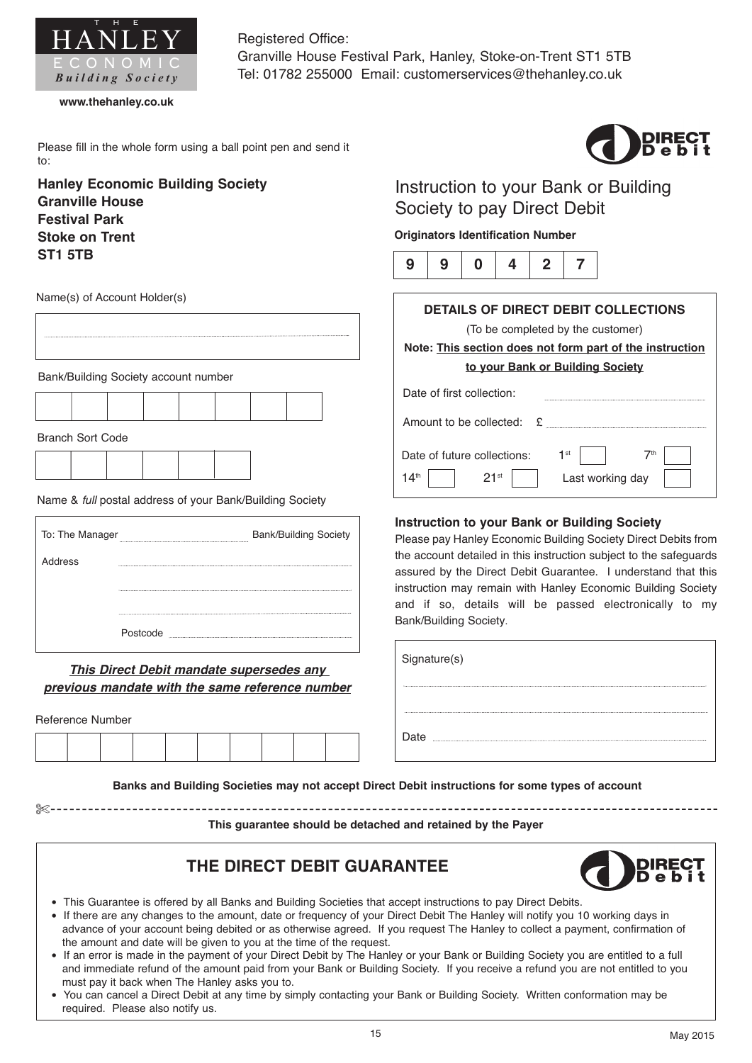THE HANLEY ECONOMIC Building Society

www.thehanley.co.uk

Registered Office:
Granville House Festival Park, Hanley, Stoke-on-Trent ST1 5TB
Tel: 01782 255000 Email: customerservices@thehanley.co.uk

Please fill in the whole form using a ball point pen and send it to:

**Hanley Economic Building Society**
**Granville House**
**Festival Park**
**Stoke on Trent**
**ST1 5TB**

Name(s) of Account Holder(s)

Bank/Building Society account number

| | | | | | | | |
|---|---|---|---|---|---|---|---|
| | | | | | | | |

Branch Sort Code

| | | | | | |
|---|---|---|---|---|---|
| | | | | | |

Name & *full* postal address of your Bank/Building Society

To: The Manager .................... Bank/Building Society

Address

Postcode

***This Direct Debit mandate supersedes any previous mandate with the same reference number***

Reference Number

| | | | | | | | | | |
|---|---|---|---|---|---|---|---|---|---|
| | | | | | | | | | |

DIRECT Debit

## Instruction to your Bank or Building Society to pay Direct Debit

**Originators Identification Number**

| | | | | | |
|---|---|---|---|---|---|
| 9 | 9 | 0 | 4 | 2 | 7 |

**DETAILS OF DIRECT DEBIT COLLECTIONS**

(To be completed by the customer)

**Note: This section does not form part of the instruction to your Bank or Building Society**

Date of first collection:

Amount to be collected: £

Date of future collections: 1st ☐ 7th ☐ 14th ☐ 21st ☐ Last working day ☐

**Instruction to your Bank or Building Society**

Please pay Hanley Economic Building Society Direct Debits from the account detailed in this instruction subject to the safeguards assured by the Direct Debit Guarantee. I understand that this instruction may remain with Hanley Economic Building Society and if so, details will be passed electronically to my Bank/Building Society.

Signature(s)

Date

**Banks and Building Societies may not accept Direct Debit instructions for some types of account**

**This guarantee should be detached and retained by the Payer**

## THE DIRECT DEBIT GUARANTEE

DIRECT Debit

- This Guarantee is offered by all Banks and Building Societies that accept instructions to pay Direct Debits.
- If there are any changes to the amount, date or frequency of your Direct Debit The Hanley will notify you 10 working days in advance of your account being debited or as otherwise agreed. If you request The Hanley to collect a payment, confirmation of the amount and date will be given to you at the time of the request.
- If an error is made in the payment of your Direct Debit by The Hanley or your Bank or Building Society you are entitled to a full and immediate refund of the amount paid from your Bank or Building Society. If you receive a refund you are not entitled to you must pay it back when The Hanley asks you to.
- You can cancel a Direct Debit at any time by simply contacting your Bank or Building Society. Written conformation may be required. Please also notify us.

May 2015